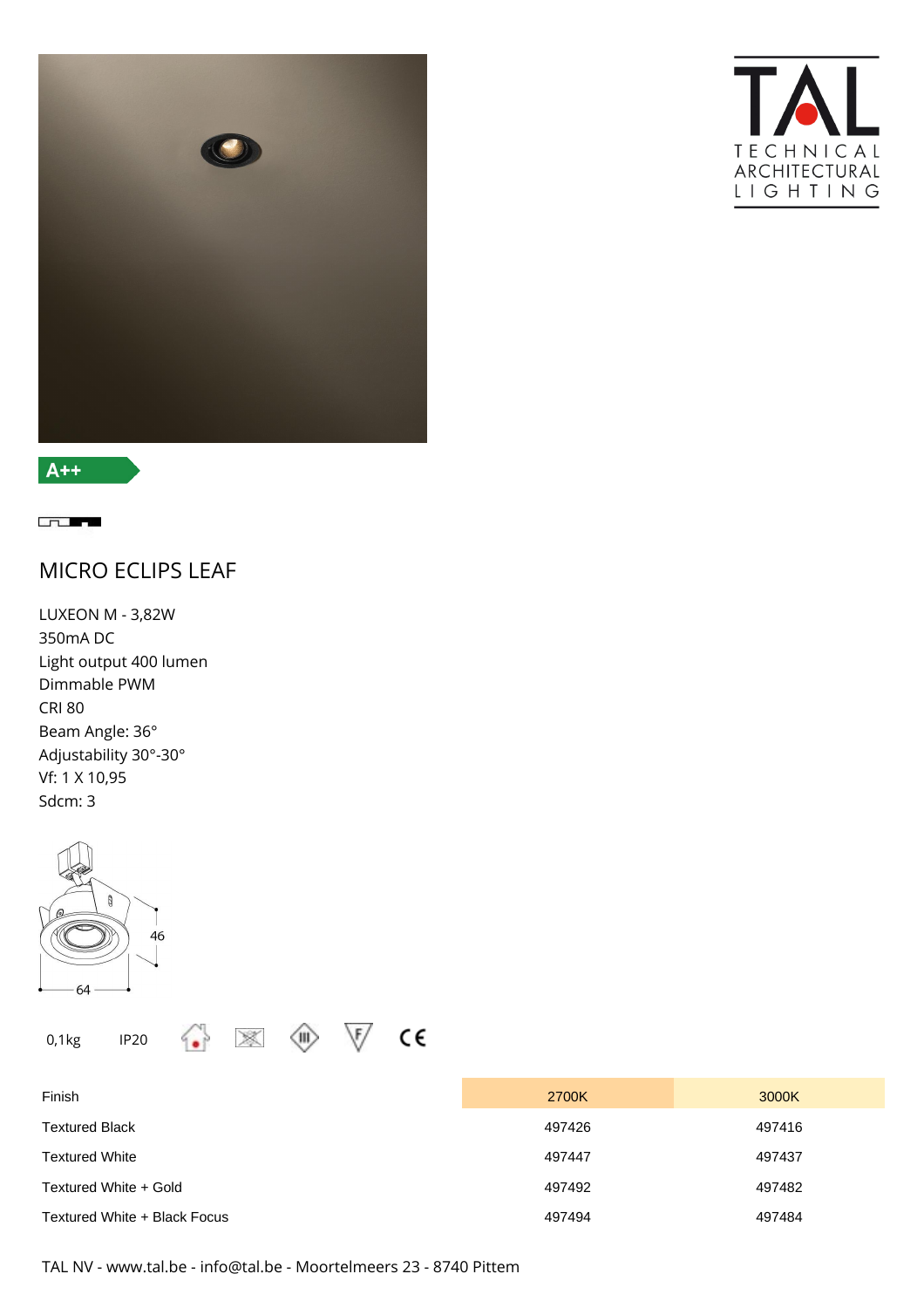TECHNICAL ARCHITECTURAL LIGHTING

A++

# MICRO ECLIPS LEAF

LUXEON M - 3,82W
350mA DC
Light output 400 lumen
Dimmable PWM
CRI 80
Beam Angle: 36°
Adjustability 30°-30°
Vf: 1 X 10,95
Sdcm: 3

46

64

0,1kg IP20

| Finish | 2700K | 3000K |
|---|---|---|
| Textured Black | 497426 | 497416 |
| Textured White | 497447 | 497437 |
| Textured White + Gold | 497492 | 497482 |
| Textured White + Black Focus | 497494 | 497484 |

TAL NV - www.tal.be - info@tal.be - Moortelmeers 23 - 8740 Pittem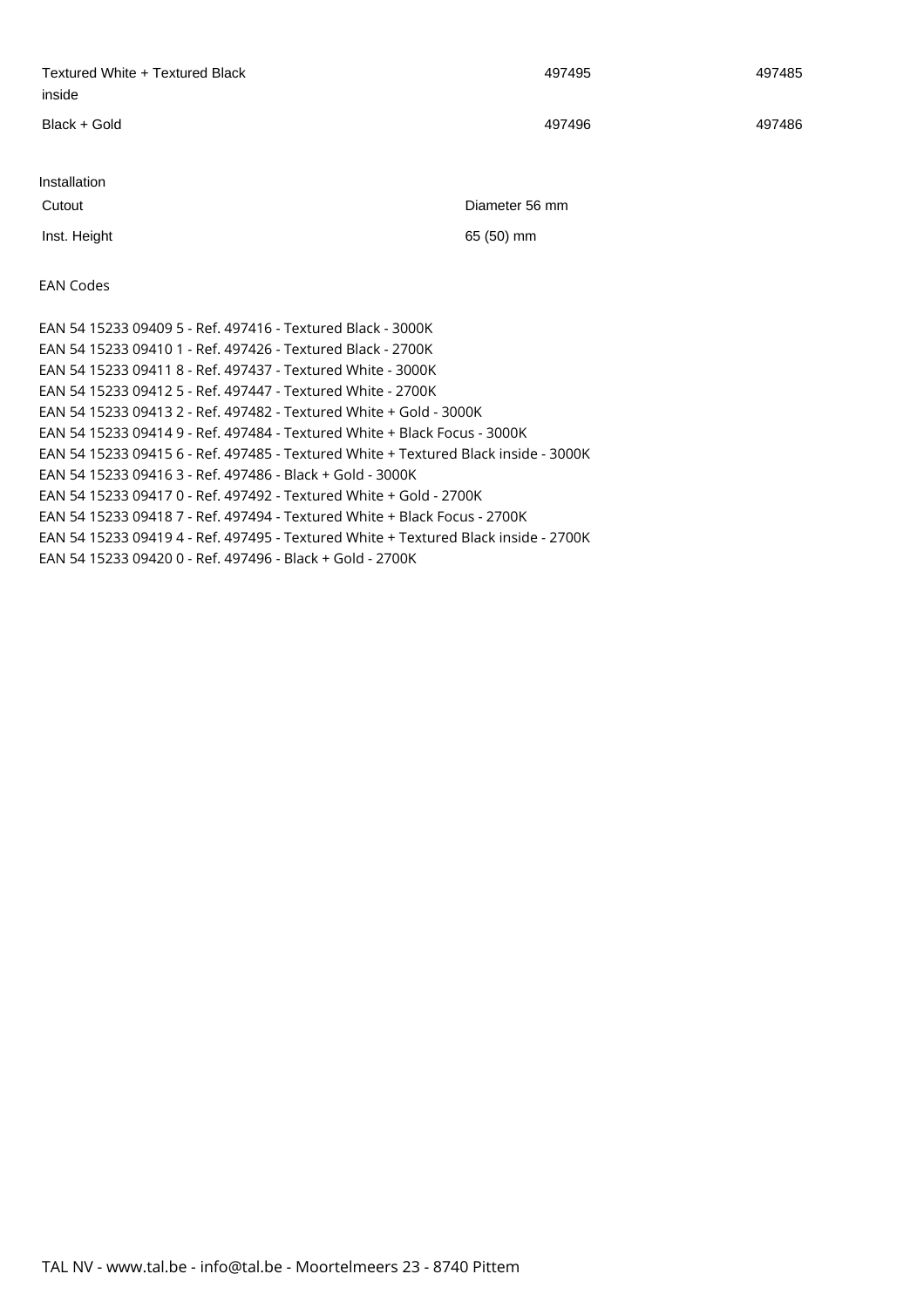| | | |
|---|---|---|
| Textured White + Textured Black inside | 497495 | 497485 |
| Black + Gold | 497496 | 497486 |

Installation

| | |
|---|---|
| Cutout | Diameter 56 mm |
| Inst. Height | 65 (50) mm |

EAN Codes

EAN 54 15233 09409 5 - Ref. 497416 - Textured Black - 3000K
EAN 54 15233 09410 1 - Ref. 497426 - Textured Black - 2700K
EAN 54 15233 09411 8 - Ref. 497437 - Textured White - 3000K
EAN 54 15233 09412 5 - Ref. 497447 - Textured White - 2700K
EAN 54 15233 09413 2 - Ref. 497482 - Textured White + Gold - 3000K
EAN 54 15233 09414 9 - Ref. 497484 - Textured White + Black Focus - 3000K
EAN 54 15233 09415 6 - Ref. 497485 - Textured White + Textured Black inside - 3000K
EAN 54 15233 09416 3 - Ref. 497486 - Black + Gold - 3000K
EAN 54 15233 09417 0 - Ref. 497492 - Textured White + Gold - 2700K
EAN 54 15233 09418 7 - Ref. 497494 - Textured White + Black Focus - 2700K
EAN 54 15233 09419 4 - Ref. 497495 - Textured White + Textured Black inside - 2700K
EAN 54 15233 09420 0 - Ref. 497496 - Black + Gold - 2700K

TAL NV - www.tal.be - info@tal.be - Moortelmeers 23 - 8740 Pittem